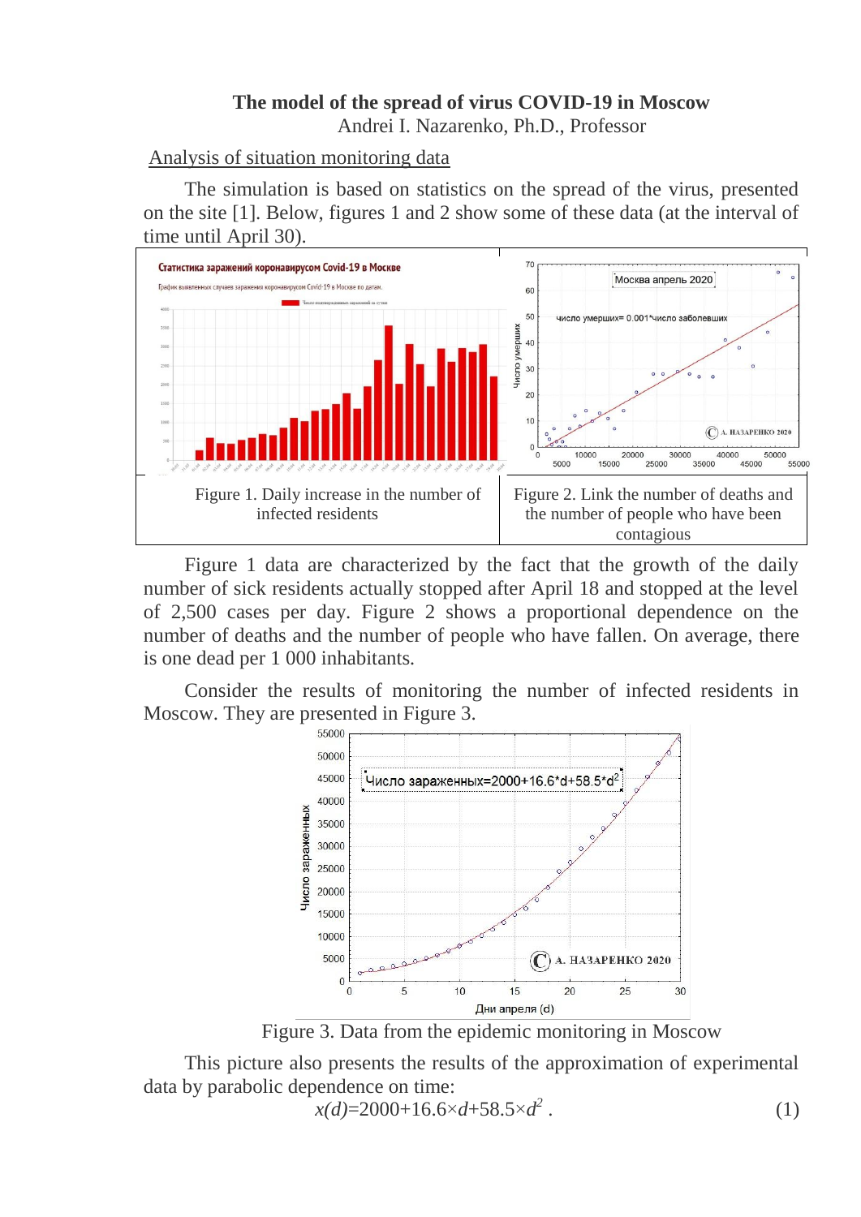# The model of the spread of virus COVID-19 in Moscow

Andrei I. Nazarenko, Ph.D., Professor

## Analysis of situation monitoring data

The simulation is based on statistics on the spread of the virus, presented on the site [1]. Below, figures 1 and 2 show some of these data (at the interval of time until April 30).

| Figure 1. Daily increase in the number of infected residents | Figure 2. Link the number of deaths and the number of people who have been contagious |
|---|---|

Figure 1 data are characterized by the fact that the growth of the daily number of sick residents actually stopped after April 18 and stopped at the level of 2,500 cases per day. Figure 2 shows a proportional dependence on the number of deaths and the number of people who have fallen. On average, there is one dead per 1 000 inhabitants.

Consider the results of monitoring the number of infected residents in Moscow. They are presented in Figure 3.

Figure 3. Data from the epidemic monitoring in Moscow

This picture also presents the results of the approximation of experimental data by parabolic dependence on time:

$$x(d)=2000+16.6\times d+58.5\times d^2 . \qquad (1)$$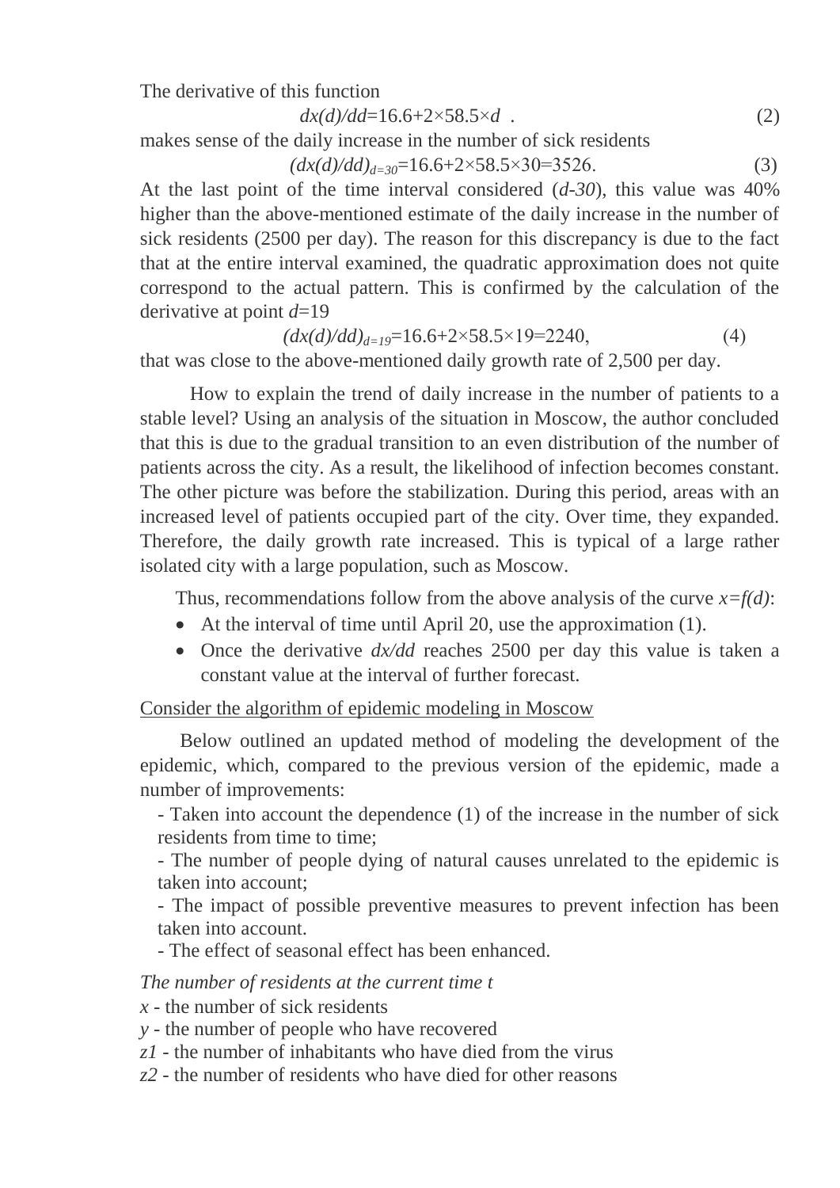The derivative of this function

$$dx(d)/dd = 16.6 + 2 \times 58.5 \times d \quad . \tag{2}$$

makes sense of the daily increase in the number of sick residents

$$(dx(d)/dd)_{d=30} = 16.6 + 2 \times 58.5 \times 30 = 3526. \tag{3}$$

At the last point of the time interval considered (*d-30*), this value was 40% higher than the above-mentioned estimate of the daily increase in the number of sick residents (2500 per day). The reason for this discrepancy is due to the fact that at the entire interval examined, the quadratic approximation does not quite correspond to the actual pattern. This is confirmed by the calculation of the derivative at point *d*=19

$$(dx(d)/dd)_{d=19} = 16.6 + 2 \times 58.5 \times 19 = 2240, \tag{4}$$

that was close to the above-mentioned daily growth rate of 2,500 per day.

How to explain the trend of daily increase in the number of patients to a stable level? Using an analysis of the situation in Moscow, the author concluded that this is due to the gradual transition to an even distribution of the number of patients across the city. As a result, the likelihood of infection becomes constant. The other picture was before the stabilization. During this period, areas with an increased level of patients occupied part of the city. Over time, they expanded. Therefore, the daily growth rate increased. This is typical of a large rather isolated city with a large population, such as Moscow.

Thus, recommendations follow from the above analysis of the curve $x=f(d)$:

- At the interval of time until April 20, use the approximation (1).
- Once the derivative $dx/dd$ reaches 2500 per day this value is taken a constant value at the interval of further forecast.

<u>Consider the algorithm of epidemic modeling in Moscow</u>

Below outlined an updated method of modeling the development of the epidemic, which, compared to the previous version of the epidemic, made a number of improvements:

- Taken into account the dependence (1) of the increase in the number of sick residents from time to time;
- The number of people dying of natural causes unrelated to the epidemic is taken into account;
- The impact of possible preventive measures to prevent infection has been taken into account.
- The effect of seasonal effect has been enhanced.

*The number of residents at the current time t*

*x* - the number of sick residents

*y* - the number of people who have recovered

*z1* - the number of inhabitants who have died from the virus

*z2* - the number of residents who have died for other reasons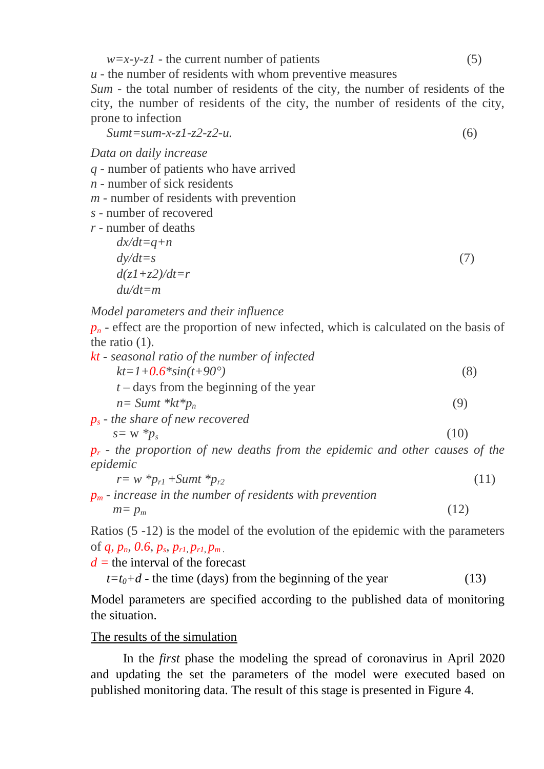$w=x-y-z1$ - the current number of patients $\quad (5)$

*u* - the number of residents with whom preventive measures

*Sum* - the total number of residents of the city, the number of residents of the city, the number of residents of the city, the number of residents of the city, prone to infection

$$Sumt=sum-x-z1-z2-z2-u. \quad (6)$$

*Data on daily increase*

*q* - number of patients who have arrived

*n* - number of sick residents

*m* - number of residents with prevention

*s* - number of recovered

*r* - number of deaths

$$dx/dt=q+n$$
$$dy/dt=s \quad (7)$$
$$d(z1+z2)/dt=r$$
$$du/dt=m$$

*Model parameters and their influence*

$p_n$ - effect are the proportion of new infected, which is calculated on the basis of the ratio (1).

*kt - seasonal ratio of the number of infected*

$$kt=1+0.6*sin(t+90°) \quad (8)$$

*t* – days from the beginning of the year

$$n= Sumt *kt*p_n \quad (9)$$

$p_s$ - *the share of new recovered*

$$s= w *p_s \quad (10)$$

$p_r$ - *the proportion of new deaths from the epidemic and other causes of the epidemic*

$$r= w *p_{r1} +Sumt *p_{r2} \quad (11)$$

$p_m$ - *increase in the number of residents with prevention*

$$m= p_m \quad (12)$$

Ratios (5 -12) is the model of the evolution of the epidemic with the parameters of $q$, $p_n$, $0.6$, $p_s$, $p_{r1}$, $p_{r1}$, $p_m$ .

$d$ = the interval of the forecast

$t=t_0+d$ - the time (days) from the beginning of the year $\quad (13)$

Model parameters are specified according to the published data of monitoring the situation.

<u>The results of the simulation</u>

In the *first* phase the modeling the spread of coronavirus in April 2020 and updating the set the parameters of the model were executed based on published monitoring data. The result of this stage is presented in Figure 4.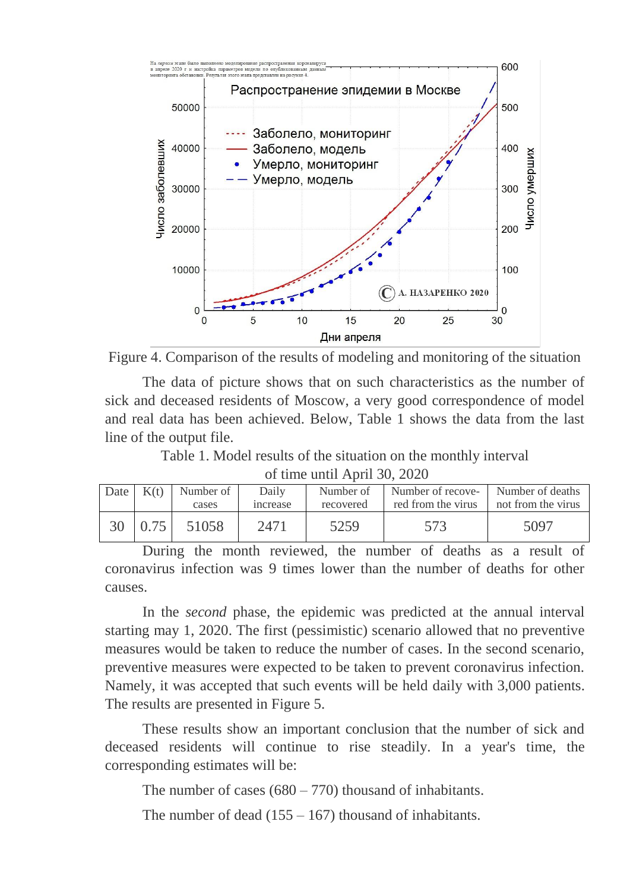Figure 4. Comparison of the results of modeling and monitoring of the situation

The data of picture shows that on such characteristics as the number of sick and deceased residents of Moscow, a very good correspondence of model and real data has been achieved. Below, Table 1 shows the data from the last line of the output file.

Table 1. Model results of the situation on the monthly interval of time until April 30, 2020

| Date | K(t) | Number of cases | Daily increase | Number of recovered | Number of recovered from the virus | Number of deaths not from the virus |
|---|---|---|---|---|---|---|
| 30 | 0.75 | 51058 | 2471 | 5259 | 573 | 5097 |

During the month reviewed, the number of deaths as a result of coronavirus infection was 9 times lower than the number of deaths for other causes.

In the *second* phase, the epidemic was predicted at the annual interval starting may 1, 2020. The first (pessimistic) scenario allowed that no preventive measures would be taken to reduce the number of cases. In the second scenario, preventive measures were expected to be taken to prevent coronavirus infection. Namely, it was accepted that such events will be held daily with 3,000 patients. The results are presented in Figure 5.

These results show an important conclusion that the number of sick and deceased residents will continue to rise steadily. In a year's time, the corresponding estimates will be:

The number of cases (680 – 770) thousand of inhabitants.

The number of dead (155 – 167) thousand of inhabitants.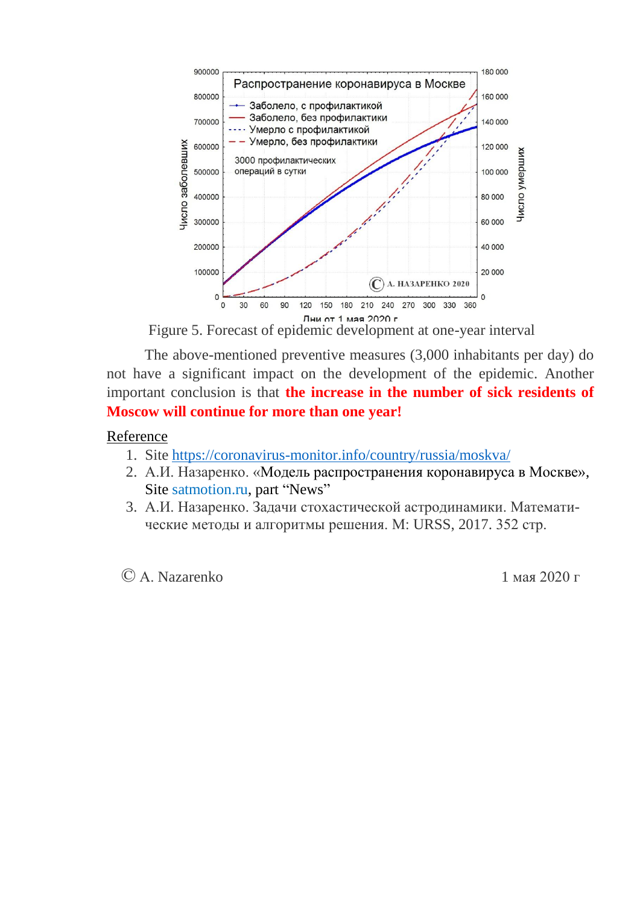Распространение коронавируса в Москве

Заболело, с профилактикой
Заболело, без профилактики
Умерло с профилактикой
Умерло, без профилактики

3000 профилактических операций в сутки

Число заболевших

Число умерших

900000
800000
700000
600000
500000
400000
300000
200000
100000
0

180 000
160 000
140 000
120 000
100 000
80 000
60 000
40 000
20 000
0

0 30 60 90 120 150 180 210 240 270 300 330 360

Дни от 1 мая 2020 г

© А. НАЗАРЕНКО 2020

Figure 5. Forecast of epidemic development at one-year interval

The above-mentioned preventive measures (3,000 inhabitants per day) do not have a significant impact on the development of the epidemic. Another important conclusion is that **the increase in the number of sick residents of Moscow will continue for more than one year!**

## Reference

1. Site https://coronavirus-monitor.info/country/russia/moskva/
2. А.И. Назаренко. «Модель распространения коронавируса в Москве», Site satmotion.ru, part “News”
3. А.И. Назаренко. Задачи стохастической астродинамики. Математические методы и алгоритмы решения. М: URSS, 2017. 352 стр.

© A. Nazarenko 1 мая 2020 г